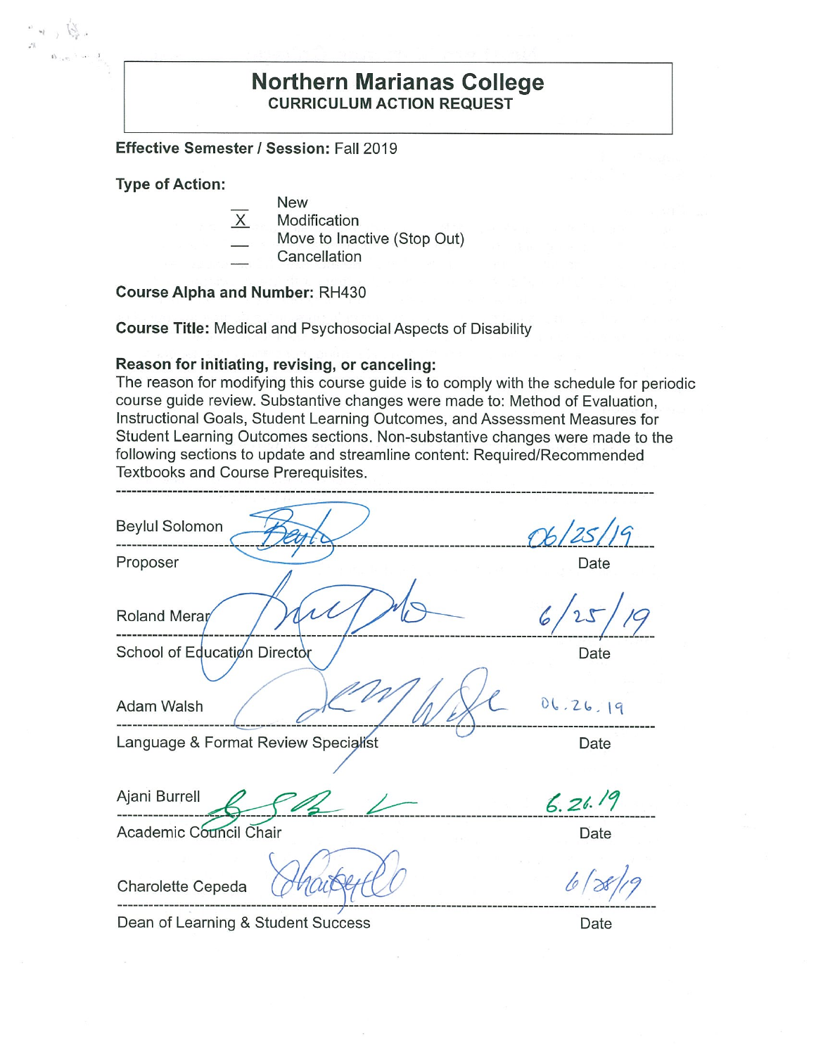# Northern Marianas College

## CURRICULUM ACTION REQUEST

**Effective Semester / Session:** Fall 2019

**Type of Action:**

- ___ New
- _X_ Modification
- ___ Move to Inactive (Stop Out)
- ___ Cancellation

**Course Alpha and Number:** RH430

**Course Title:** Medical and Psychosocial Aspects of Disability

**Reason for initiating, revising, or canceling:**
The reason for modifying this course guide is to comply with the schedule for periodic course guide review. Substantive changes were made to: Method of Evaluation, Instructional Goals, Student Learning Outcomes, and Assessment Measures for Student Learning Outcomes sections. Non-substantive changes were made to the following sections to update and streamline content: Required/Recommended Textbooks and Course Prerequisites.

---

Beylul Solomon — 06/25/19

Proposer — Date

Roland Merar — 6/25/19

School of Education Director — Date

Adam Walsh — 06.26.19

Language & Format Review Specialist — Date

Ajani Burrell — 6.26.19

Academic Council Chair — Date

Charolette Cepeda — 6/28/19

Dean of Learning & Student Success — Date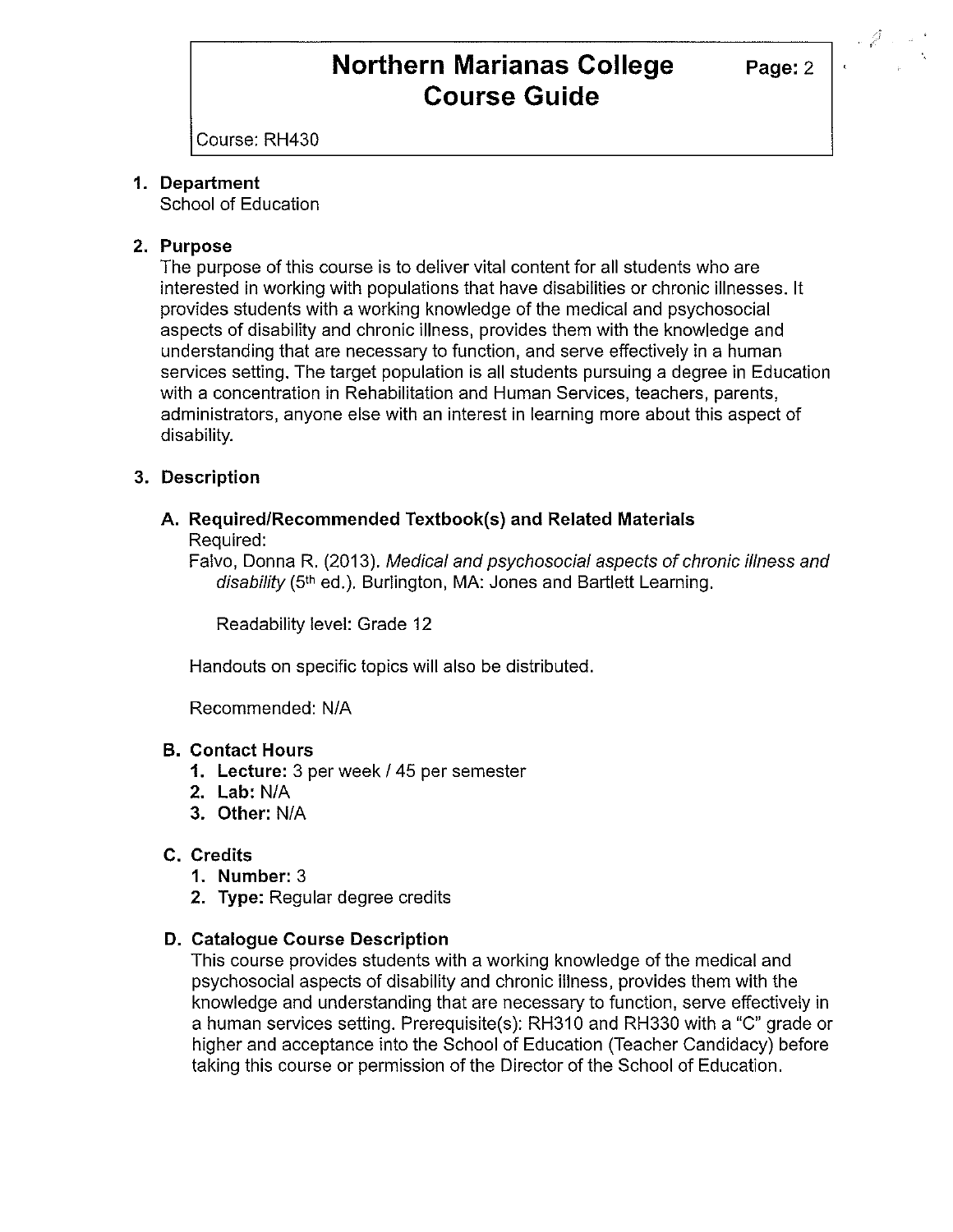# Northern Marianas College Course Guide

Course: RH430

1. **Department**
   School of Education

2. **Purpose**
   The purpose of this course is to deliver vital content for all students who are interested in working with populations that have disabilities or chronic illnesses. It provides students with a working knowledge of the medical and psychosocial aspects of disability and chronic illness, provides them with the knowledge and understanding that are necessary to function, and serve effectively in a human services setting. The target population is all students pursuing a degree in Education with a concentration in Rehabilitation and Human Services, teachers, parents, administrators, anyone else with an interest in learning more about this aspect of disability.

3. **Description**

   **A. Required/Recommended Textbook(s) and Related Materials**

   Required:

   Falvo, Donna R. (2013). *Medical and psychosocial aspects of chronic illness and disability* (5th ed.). Burlington, MA: Jones and Bartlett Learning.

   Readability level: Grade 12

   Handouts on specific topics will also be distributed.

   Recommended: N/A

   **B. Contact Hours**
   1. **Lecture:** 3 per week / 45 per semester
   2. **Lab:** N/A
   3. **Other:** N/A

   **C. Credits**
   1. **Number:** 3
   2. **Type:** Regular degree credits

   **D. Catalogue Course Description**

   This course provides students with a working knowledge of the medical and psychosocial aspects of disability and chronic illness, provides them with the knowledge and understanding that are necessary to function, serve effectively in a human services setting. Prerequisite(s): RH310 and RH330 with a "C" grade or higher and acceptance into the School of Education (Teacher Candidacy) before taking this course or permission of the Director of the School of Education.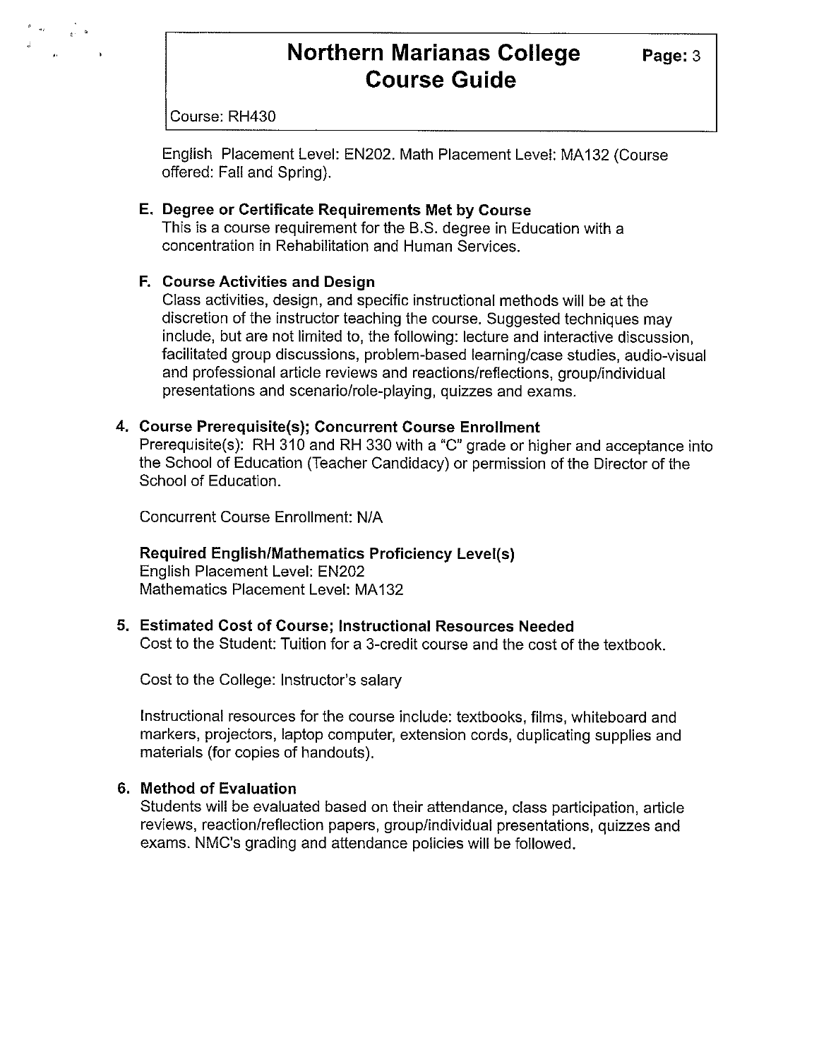English Placement Level: EN202. Math Placement Level: MA132 (Course offered: Fall and Spring).

**E. Degree or Certificate Requirements Met by Course**

This is a course requirement for the B.S. degree in Education with a concentration in Rehabilitation and Human Services.

**F. Course Activities and Design**

Class activities, design, and specific instructional methods will be at the discretion of the instructor teaching the course. Suggested techniques may include, but are not limited to, the following: lecture and interactive discussion, facilitated group discussions, problem-based learning/case studies, audio-visual and professional article reviews and reactions/reflections, group/individual presentations and scenario/role-playing, quizzes and exams.

## 4. Course Prerequisite(s); Concurrent Course Enrollment

Prerequisite(s): RH 310 and RH 330 with a "C" grade or higher and acceptance into the School of Education (Teacher Candidacy) or permission of the Director of the School of Education.

Concurrent Course Enrollment: N/A

**Required English/Mathematics Proficiency Level(s)**

English Placement Level: EN202
Mathematics Placement Level: MA132

## 5. Estimated Cost of Course; Instructional Resources Needed

Cost to the Student: Tuition for a 3-credit course and the cost of the textbook.

Cost to the College: Instructor's salary

Instructional resources for the course include: textbooks, films, whiteboard and markers, projectors, laptop computer, extension cords, duplicating supplies and materials (for copies of handouts).

## 6. Method of Evaluation

Students will be evaluated based on their attendance, class participation, article reviews, reaction/reflection papers, group/individual presentations, quizzes and exams. NMC's grading and attendance policies will be followed.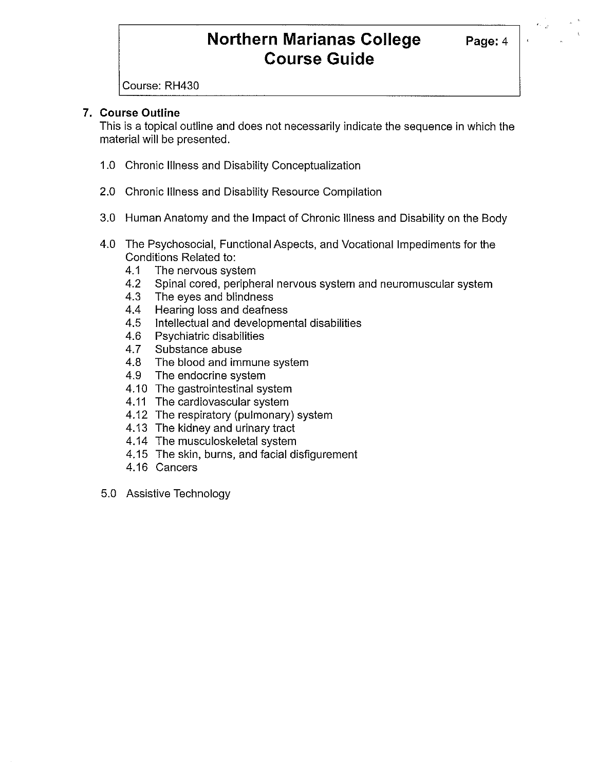## 7. Course Outline

This is a topical outline and does not necessarily indicate the sequence in which the material will be presented.

1.0 Chronic Illness and Disability Conceptualization

2.0 Chronic Illness and Disability Resource Compilation

3.0 Human Anatomy and the Impact of Chronic Illness and Disability on the Body

4.0 The Psychosocial, Functional Aspects, and Vocational Impediments for the Conditions Related to:

- 4.1 The nervous system
- 4.2 Spinal cored, peripheral nervous system and neuromuscular system
- 4.3 The eyes and blindness
- 4.4 Hearing loss and deafness
- 4.5 Intellectual and developmental disabilities
- 4.6 Psychiatric disabilities
- 4.7 Substance abuse
- 4.8 The blood and immune system
- 4.9 The endocrine system
- 4.10 The gastrointestinal system
- 4.11 The cardiovascular system
- 4.12 The respiratory (pulmonary) system
- 4.13 The kidney and urinary tract
- 4.14 The musculoskeletal system
- 4.15 The skin, burns, and facial disfigurement
- 4.16 Cancers

5.0 Assistive Technology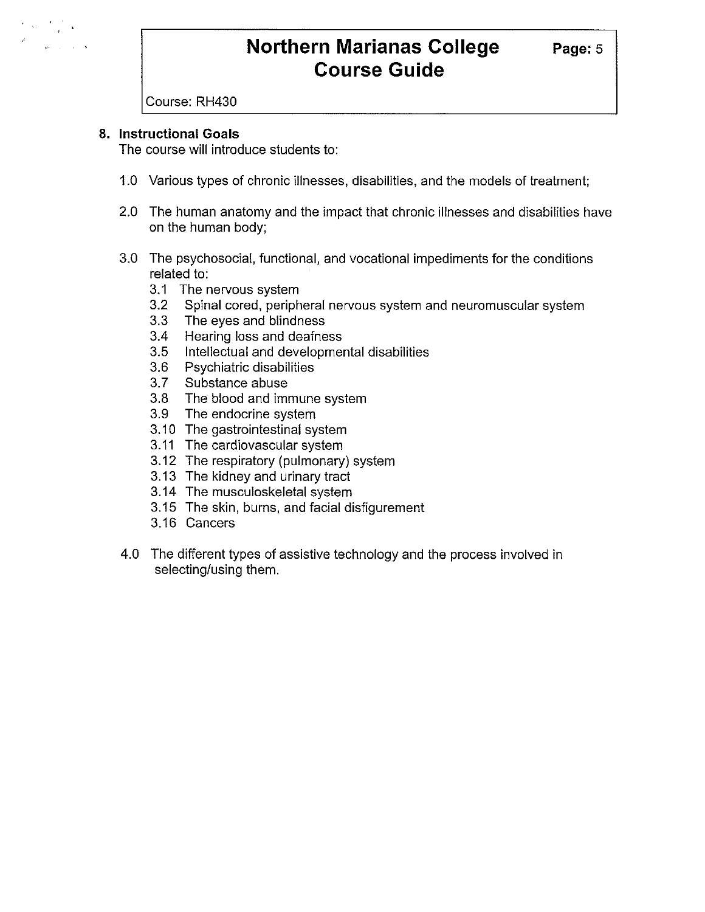**8. Instructional Goals**

The course will introduce students to:

1.0 Various types of chronic illnesses, disabilities, and the models of treatment;

2.0 The human anatomy and the impact that chronic illnesses and disabilities have on the human body;

3.0 The psychosocial, functional, and vocational impediments for the conditions related to:

- 3.1 The nervous system
- 3.2 Spinal cored, peripheral nervous system and neuromuscular system
- 3.3 The eyes and blindness
- 3.4 Hearing loss and deafness
- 3.5 Intellectual and developmental disabilities
- 3.6 Psychiatric disabilities
- 3.7 Substance abuse
- 3.8 The blood and immune system
- 3.9 The endocrine system
- 3.10 The gastrointestinal system
- 3.11 The cardiovascular system
- 3.12 The respiratory (pulmonary) system
- 3.13 The kidney and urinary tract
- 3.14 The musculoskeletal system
- 3.15 The skin, burns, and facial disfigurement
- 3.16 Cancers

4.0 The different types of assistive technology and the process involved in selecting/using them.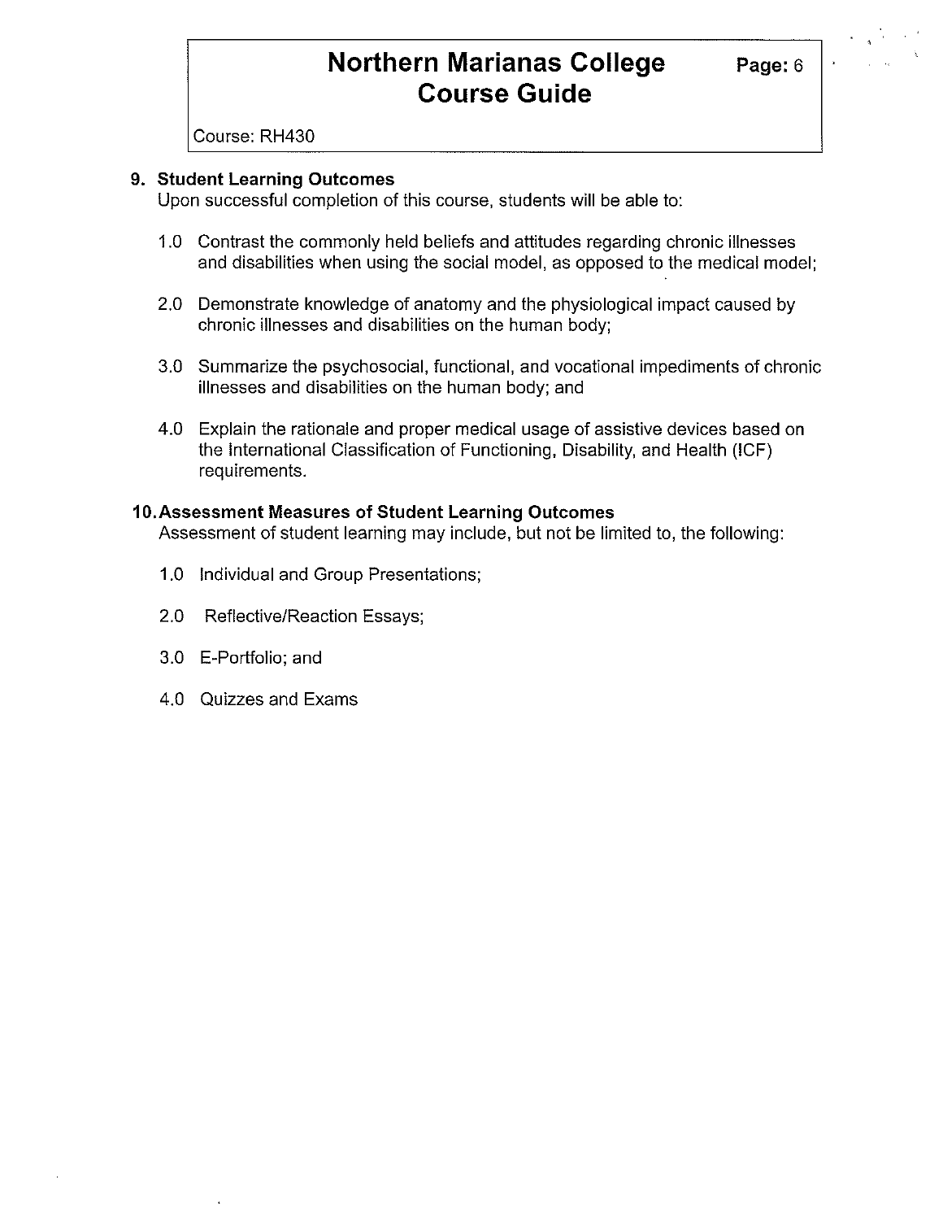Course: RH430

## 9. Student Learning Outcomes

Upon successful completion of this course, students will be able to:

1.0 Contrast the commonly held beliefs and attitudes regarding chronic illnesses and disabilities when using the social model, as opposed to the medical model;

2.0 Demonstrate knowledge of anatomy and the physiological impact caused by chronic illnesses and disabilities on the human body;

3.0 Summarize the psychosocial, functional, and vocational impediments of chronic illnesses and disabilities on the human body; and

4.0 Explain the rationale and proper medical usage of assistive devices based on the International Classification of Functioning, Disability, and Health (ICF) requirements.

## 10. Assessment Measures of Student Learning Outcomes

Assessment of student learning may include, but not be limited to, the following:

1.0 Individual and Group Presentations;

2.0 Reflective/Reaction Essays;

3.0 E-Portfolio; and

4.0 Quizzes and Exams